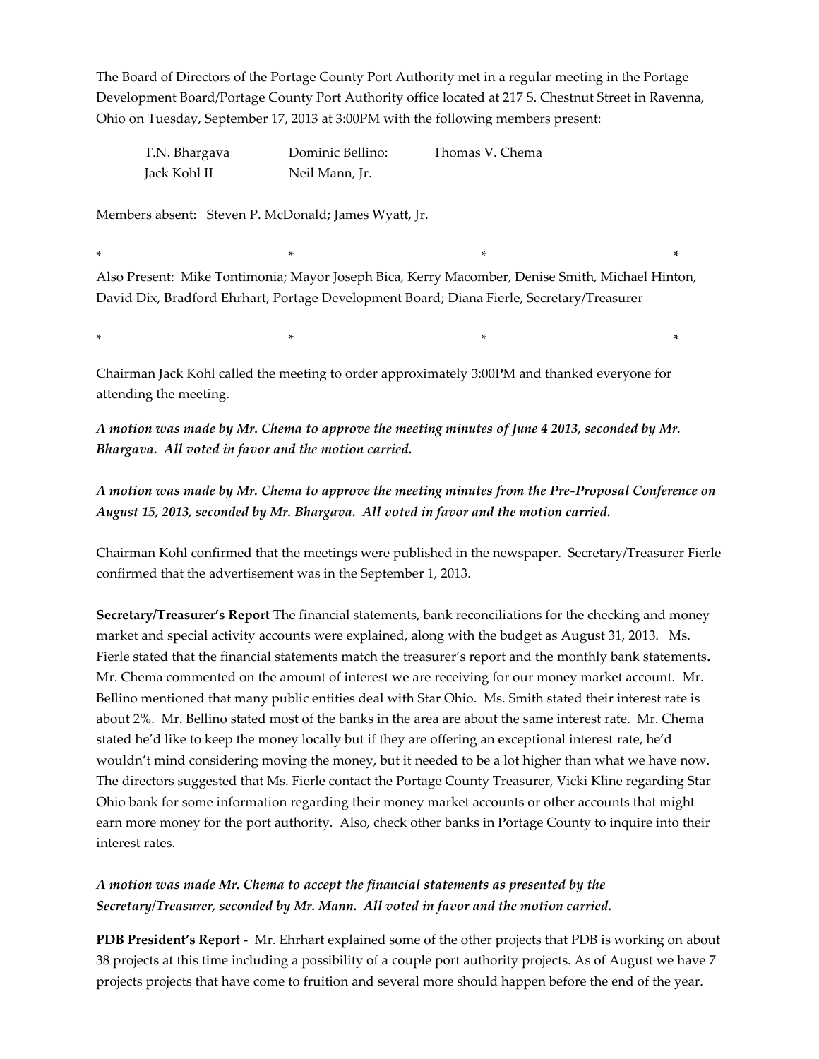The Board of Directors of the Portage County Port Authority met in a regular meeting in the Portage Development Board/Portage County Port Authority office located at 217 S. Chestnut Street in Ravenna, Ohio on Tuesday, September 17, 2013 at 3:00PM with the following members present:

| | | |
|---|---|---|
| T.N. Bhargava | Dominic Bellino: | Thomas V. Chema |
| Jack Kohl II | Neil Mann, Jr. | |

Members absent: Steven P. McDonald; James Wyatt, Jr.

\* \* \* \*

Also Present: Mike Tontimonia; Mayor Joseph Bica, Kerry Macomber, Denise Smith, Michael Hinton, David Dix, Bradford Ehrhart, Portage Development Board; Diana Fierle, Secretary/Treasurer

\* \* \* \*

Chairman Jack Kohl called the meeting to order approximately 3:00PM and thanked everyone for attending the meeting.

***A motion was made by Mr. Chema to approve the meeting minutes of June 4 2013, seconded by Mr. Bhargava. All voted in favor and the motion carried.***

***A motion was made by Mr. Chema to approve the meeting minutes from the Pre-Proposal Conference on August 15, 2013, seconded by Mr. Bhargava. All voted in favor and the motion carried.***

Chairman Kohl confirmed that the meetings were published in the newspaper. Secretary/Treasurer Fierle confirmed that the advertisement was in the September 1, 2013.

**Secretary/Treasurer's Report** The financial statements, bank reconciliations for the checking and money market and special activity accounts were explained, along with the budget as August 31, 2013. Ms. Fierle stated that the financial statements match the treasurer's report and the monthly bank statements**.** Mr. Chema commented on the amount of interest we are receiving for our money market account. Mr. Bellino mentioned that many public entities deal with Star Ohio. Ms. Smith stated their interest rate is about 2%. Mr. Bellino stated most of the banks in the area are about the same interest rate. Mr. Chema stated he'd like to keep the money locally but if they are offering an exceptional interest rate, he'd wouldn't mind considering moving the money, but it needed to be a lot higher than what we have now. The directors suggested that Ms. Fierle contact the Portage County Treasurer, Vicki Kline regarding Star Ohio bank for some information regarding their money market accounts or other accounts that might earn more money for the port authority. Also, check other banks in Portage County to inquire into their interest rates.

***A motion was made Mr. Chema to accept the financial statements as presented by the Secretary/Treasurer, seconded by Mr. Mann. All voted in favor and the motion carried.***

**PDB President's Report -** Mr. Ehrhart explained some of the other projects that PDB is working on about 38 projects at this time including a possibility of a couple port authority projects. As of August we have 7 projects projects that have come to fruition and several more should happen before the end of the year.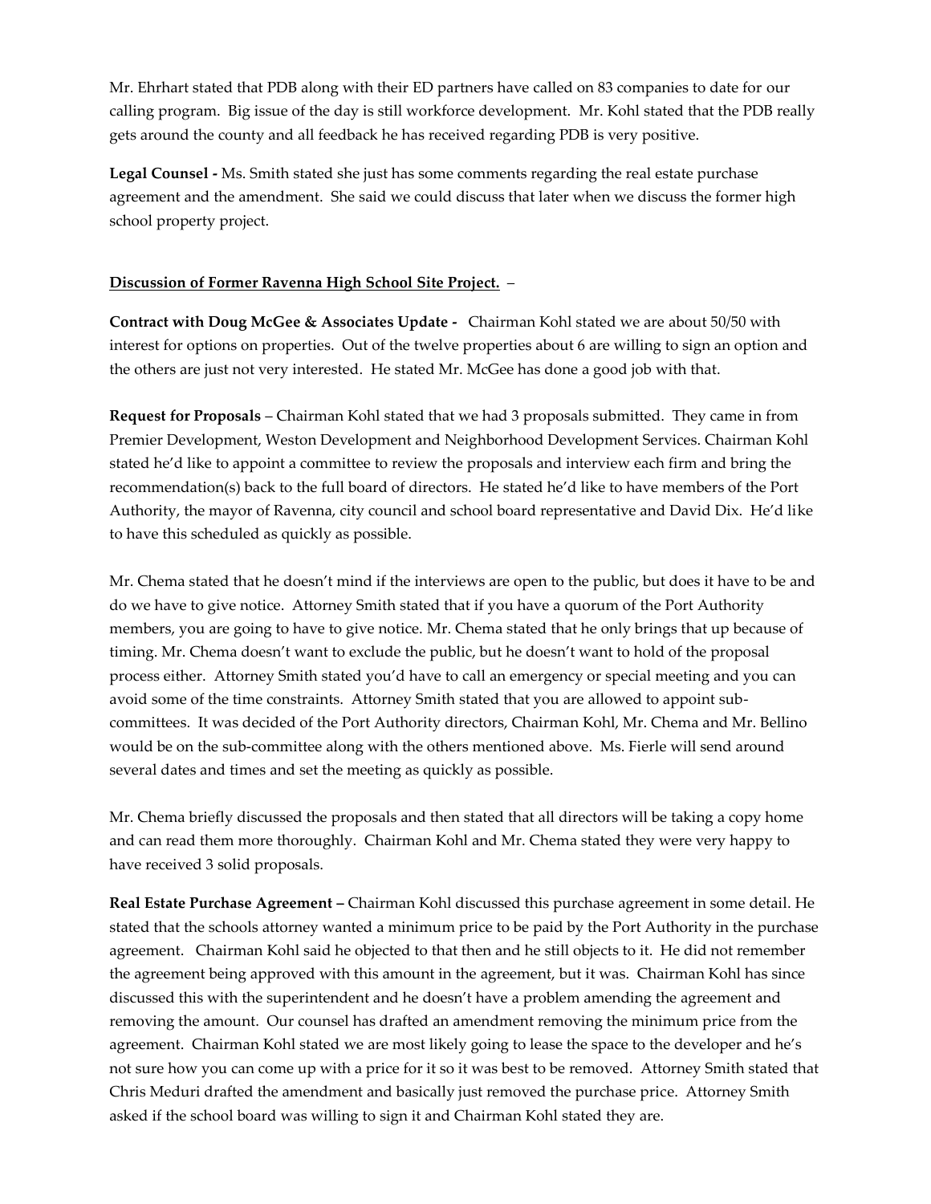Mr. Ehrhart stated that PDB along with their ED partners have called on 83 companies to date for our calling program. Big issue of the day is still workforce development. Mr. Kohl stated that the PDB really gets around the county and all feedback he has received regarding PDB is very positive.

**Legal Counsel -** Ms. Smith stated she just has some comments regarding the real estate purchase agreement and the amendment. She said we could discuss that later when we discuss the former high school property project.

**Discussion of Former Ravenna High School Site Project.** –

**Contract with Doug McGee & Associates Update -** Chairman Kohl stated we are about 50/50 with interest for options on properties. Out of the twelve properties about 6 are willing to sign an option and the others are just not very interested. He stated Mr. McGee has done a good job with that.

**Request for Proposals** – Chairman Kohl stated that we had 3 proposals submitted. They came in from Premier Development, Weston Development and Neighborhood Development Services. Chairman Kohl stated he'd like to appoint a committee to review the proposals and interview each firm and bring the recommendation(s) back to the full board of directors. He stated he'd like to have members of the Port Authority, the mayor of Ravenna, city council and school board representative and David Dix. He'd like to have this scheduled as quickly as possible.

Mr. Chema stated that he doesn't mind if the interviews are open to the public, but does it have to be and do we have to give notice. Attorney Smith stated that if you have a quorum of the Port Authority members, you are going to have to give notice. Mr. Chema stated that he only brings that up because of timing. Mr. Chema doesn't want to exclude the public, but he doesn't want to hold of the proposal process either. Attorney Smith stated you'd have to call an emergency or special meeting and you can avoid some of the time constraints. Attorney Smith stated that you are allowed to appoint sub-committees. It was decided of the Port Authority directors, Chairman Kohl, Mr. Chema and Mr. Bellino would be on the sub-committee along with the others mentioned above. Ms. Fierle will send around several dates and times and set the meeting as quickly as possible.

Mr. Chema briefly discussed the proposals and then stated that all directors will be taking a copy home and can read them more thoroughly. Chairman Kohl and Mr. Chema stated they were very happy to have received 3 solid proposals.

**Real Estate Purchase Agreement –** Chairman Kohl discussed this purchase agreement in some detail. He stated that the schools attorney wanted a minimum price to be paid by the Port Authority in the purchase agreement. Chairman Kohl said he objected to that then and he still objects to it. He did not remember the agreement being approved with this amount in the agreement, but it was. Chairman Kohl has since discussed this with the superintendent and he doesn't have a problem amending the agreement and removing the amount. Our counsel has drafted an amendment removing the minimum price from the agreement. Chairman Kohl stated we are most likely going to lease the space to the developer and he's not sure how you can come up with a price for it so it was best to be removed. Attorney Smith stated that Chris Meduri drafted the amendment and basically just removed the purchase price. Attorney Smith asked if the school board was willing to sign it and Chairman Kohl stated they are.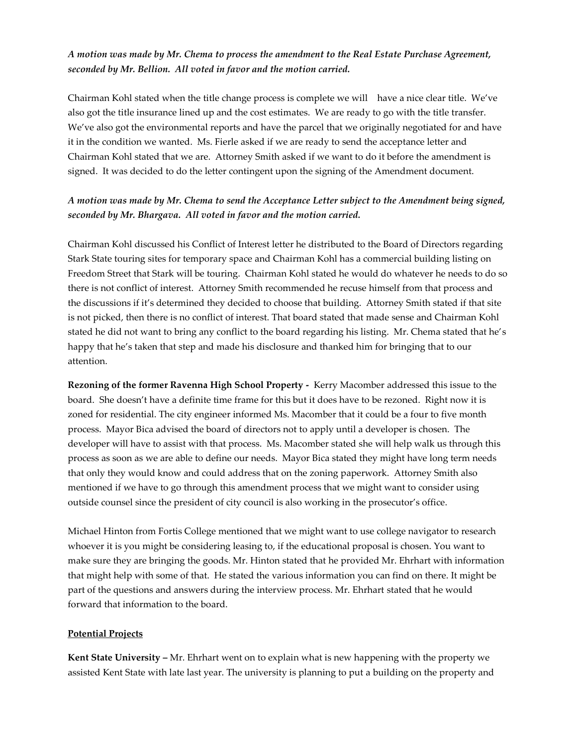*A motion was made by Mr. Chema to process the amendment to the Real Estate Purchase Agreement, seconded by Mr. Bellion. All voted in favor and the motion carried.*

Chairman Kohl stated when the title change process is complete we will have a nice clear title. We've also got the title insurance lined up and the cost estimates. We are ready to go with the title transfer. We've also got the environmental reports and have the parcel that we originally negotiated for and have it in the condition we wanted. Ms. Fierle asked if we are ready to send the acceptance letter and Chairman Kohl stated that we are. Attorney Smith asked if we want to do it before the amendment is signed. It was decided to do the letter contingent upon the signing of the Amendment document.

*A motion was made by Mr. Chema to send the Acceptance Letter subject to the Amendment being signed, seconded by Mr. Bhargava. All voted in favor and the motion carried.*

Chairman Kohl discussed his Conflict of Interest letter he distributed to the Board of Directors regarding Stark State touring sites for temporary space and Chairman Kohl has a commercial building listing on Freedom Street that Stark will be touring. Chairman Kohl stated he would do whatever he needs to do so there is not conflict of interest. Attorney Smith recommended he recuse himself from that process and the discussions if it's determined they decided to choose that building. Attorney Smith stated if that site is not picked, then there is no conflict of interest. That board stated that made sense and Chairman Kohl stated he did not want to bring any conflict to the board regarding his listing. Mr. Chema stated that he's happy that he's taken that step and made his disclosure and thanked him for bringing that to our attention.

**Rezoning of the former Ravenna High School Property -** Kerry Macomber addressed this issue to the board. She doesn't have a definite time frame for this but it does have to be rezoned. Right now it is zoned for residential. The city engineer informed Ms. Macomber that it could be a four to five month process. Mayor Bica advised the board of directors not to apply until a developer is chosen. The developer will have to assist with that process. Ms. Macomber stated she will help walk us through this process as soon as we are able to define our needs. Mayor Bica stated they might have long term needs that only they would know and could address that on the zoning paperwork. Attorney Smith also mentioned if we have to go through this amendment process that we might want to consider using outside counsel since the president of city council is also working in the prosecutor's office.

Michael Hinton from Fortis College mentioned that we might want to use college navigator to research whoever it is you might be considering leasing to, if the educational proposal is chosen. You want to make sure they are bringing the goods. Mr. Hinton stated that he provided Mr. Ehrhart with information that might help with some of that. He stated the various information you can find on there. It might be part of the questions and answers during the interview process. Mr. Ehrhart stated that he would forward that information to the board.

**Potential Projects**

**Kent State University –** Mr. Ehrhart went on to explain what is new happening with the property we assisted Kent State with late last year. The university is planning to put a building on the property and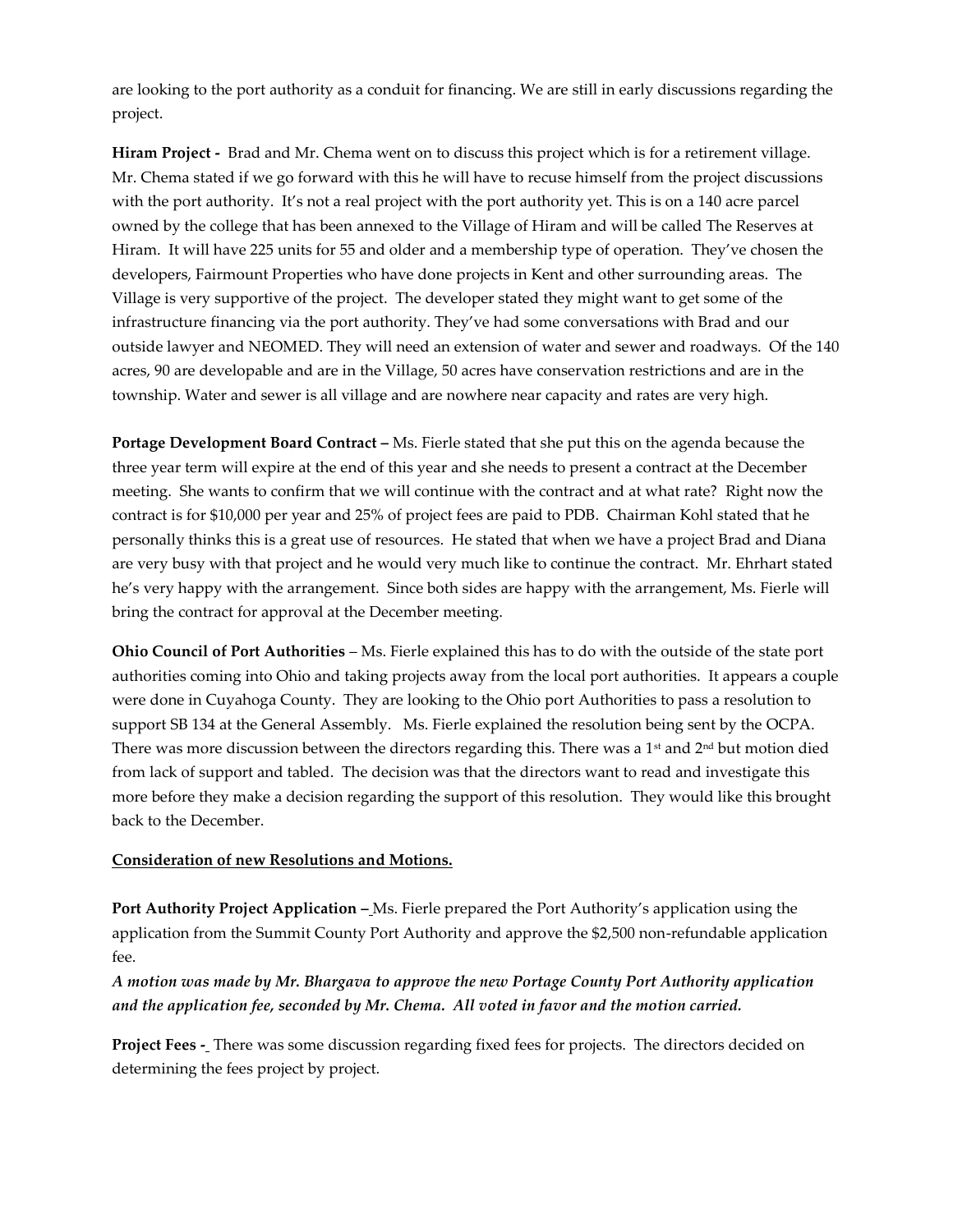are looking to the port authority as a conduit for financing. We are still in early discussions regarding the project.

**Hiram Project -** Brad and Mr. Chema went on to discuss this project which is for a retirement village. Mr. Chema stated if we go forward with this he will have to recuse himself from the project discussions with the port authority. It's not a real project with the port authority yet. This is on a 140 acre parcel owned by the college that has been annexed to the Village of Hiram and will be called The Reserves at Hiram. It will have 225 units for 55 and older and a membership type of operation. They've chosen the developers, Fairmount Properties who have done projects in Kent and other surrounding areas. The Village is very supportive of the project. The developer stated they might want to get some of the infrastructure financing via the port authority. They've had some conversations with Brad and our outside lawyer and NEOMED. They will need an extension of water and sewer and roadways. Of the 140 acres, 90 are developable and are in the Village, 50 acres have conservation restrictions and are in the township. Water and sewer is all village and are nowhere near capacity and rates are very high.

**Portage Development Board Contract –** Ms. Fierle stated that she put this on the agenda because the three year term will expire at the end of this year and she needs to present a contract at the December meeting. She wants to confirm that we will continue with the contract and at what rate? Right now the contract is for $10,000 per year and 25% of project fees are paid to PDB. Chairman Kohl stated that he personally thinks this is a great use of resources. He stated that when we have a project Brad and Diana are very busy with that project and he would very much like to continue the contract. Mr. Ehrhart stated he's very happy with the arrangement. Since both sides are happy with the arrangement, Ms. Fierle will bring the contract for approval at the December meeting.

**Ohio Council of Port Authorities** – Ms. Fierle explained this has to do with the outside of the state port authorities coming into Ohio and taking projects away from the local port authorities. It appears a couple were done in Cuyahoga County. They are looking to the Ohio port Authorities to pass a resolution to support SB 134 at the General Assembly. Ms. Fierle explained the resolution being sent by the OCPA. There was more discussion between the directors regarding this. There was a 1st and 2nd but motion died from lack of support and tabled. The decision was that the directors want to read and investigate this more before they make a decision regarding the support of this resolution. They would like this brought back to the December.

**Consideration of new Resolutions and Motions.**

**Port Authority Project Application –** Ms. Fierle prepared the Port Authority's application using the application from the Summit County Port Authority and approve the $2,500 non-refundable application fee.

***A motion was made by Mr. Bhargava to approve the new Portage County Port Authority application and the application fee, seconded by Mr. Chema. All voted in favor and the motion carried.***

**Project Fees -** There was some discussion regarding fixed fees for projects. The directors decided on determining the fees project by project.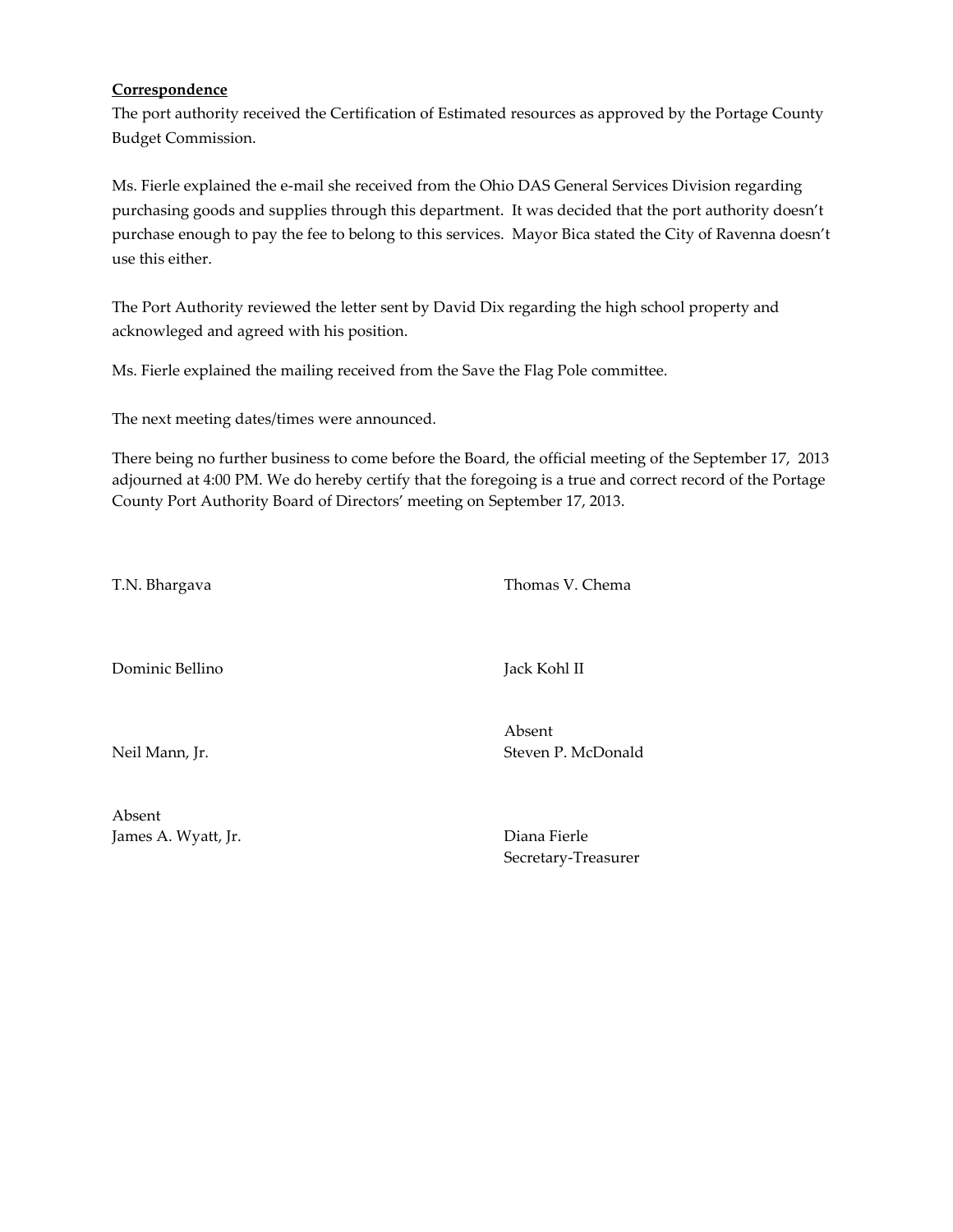**Correspondence**

The port authority received the Certification of Estimated resources as approved by the Portage County Budget Commission.

Ms. Fierle explained the e-mail she received from the Ohio DAS General Services Division regarding purchasing goods and supplies through this department. It was decided that the port authority doesn't purchase enough to pay the fee to belong to this services. Mayor Bica stated the City of Ravenna doesn't use this either.

The Port Authority reviewed the letter sent by David Dix regarding the high school property and acknowleged and agreed with his position.

Ms. Fierle explained the mailing received from the Save the Flag Pole committee.

The next meeting dates/times were announced.

There being no further business to come before the Board, the official meeting of the September 17, 2013 adjourned at 4:00 PM. We do hereby certify that the foregoing is a true and correct record of the Portage County Port Authority Board of Directors' meeting on September 17, 2013.

T.N. Bhargava

Thomas V. Chema

Dominic Bellino

Jack Kohl II

Neil Mann, Jr.

Absent
Steven P. McDonald

Absent
James A. Wyatt, Jr.

Diana Fierle
Secretary-Treasurer